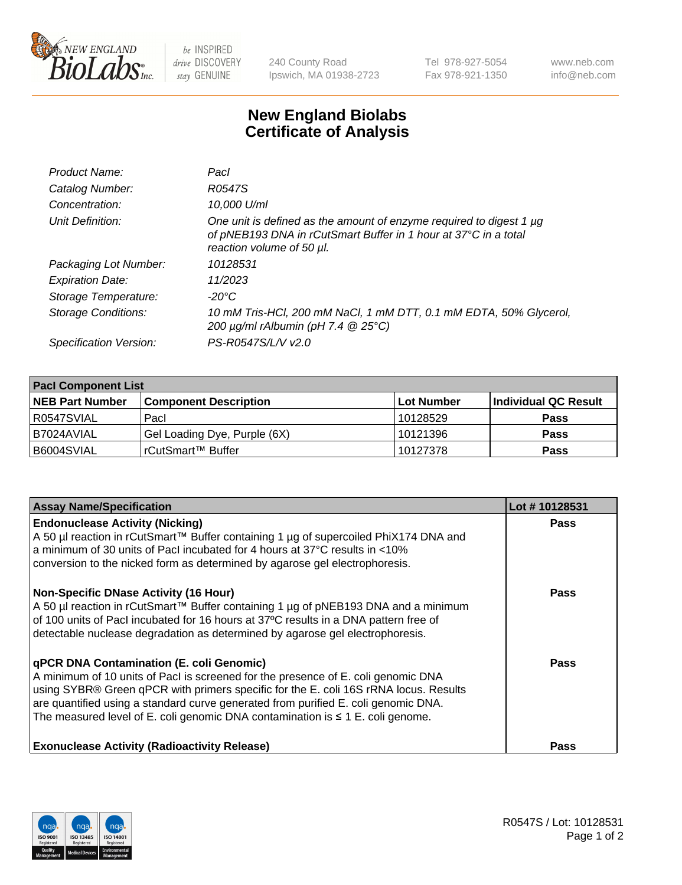New England BioLabs Inc. — be INSPIRED drive DISCOVERY stay GENUINE

240 County Road
Ipswich, MA 01938-2723

Tel 978-927-5054
Fax 978-921-1350

www.neb.com
info@neb.com

# New England Biolabs
# Certificate of Analysis

| | |
|---|---|
| *Product Name:* | *PacI* |
| *Catalog Number:* | *R0547S* |
| *Concentration:* | *10,000 U/ml* |
| *Unit Definition:* | *One unit is defined as the amount of enzyme required to digest 1 µg of pNEB193 DNA in rCutSmart Buffer in 1 hour at 37°C in a total reaction volume of 50 µl.* |
| *Packaging Lot Number:* | *10128531* |
| *Expiration Date:* | *11/2023* |
| *Storage Temperature:* | *-20°C* |
| *Storage Conditions:* | *10 mM Tris-HCl, 200 mM NaCl, 1 mM DTT, 0.1 mM EDTA, 50% Glycerol, 200 µg/ml rAlbumin (pH 7.4 @ 25°C)* |
| *Specification Version:* | *PS-R0547S/L/V v2.0* |

**PacI Component List**

| NEB Part Number | Component Description | Lot Number | Individual QC Result |
|---|---|---|---|
| R0547SVIAL | PacI | 10128529 | Pass |
| B7024AVIAL | Gel Loading Dye, Purple (6X) | 10121396 | Pass |
| B6004SVIAL | rCutSmart™ Buffer | 10127378 | Pass |

| Assay Name/Specification | Lot # 10128531 |
|---|---|
| **Endonuclease Activity (Nicking)**<br>A 50 µl reaction in rCutSmart™ Buffer containing 1 µg of supercoiled PhiX174 DNA and a minimum of 30 units of PacI incubated for 4 hours at 37°C results in <10% conversion to the nicked form as determined by agarose gel electrophoresis. | Pass |
| **Non-Specific DNase Activity (16 Hour)**<br>A 50 µl reaction in rCutSmart™ Buffer containing 1 µg of pNEB193 DNA and a minimum of 100 units of PacI incubated for 16 hours at 37ºC results in a DNA pattern free of detectable nuclease degradation as determined by agarose gel electrophoresis. | Pass |
| **qPCR DNA Contamination (E. coli Genomic)**<br>A minimum of 10 units of PacI is screened for the presence of E. coli genomic DNA using SYBR® Green qPCR with primers specific for the E. coli 16S rRNA locus. Results are quantified using a standard curve generated from purified E. coli genomic DNA. The measured level of E. coli genomic DNA contamination is ≤ 1 E. coli genome. | Pass |
| **Exonuclease Activity (Radioactivity Release)** | Pass |

ISO 9001 Registered Quality Management | ISO 13485 Registered Medical Devices | ISO 14001 Registered Environmental Management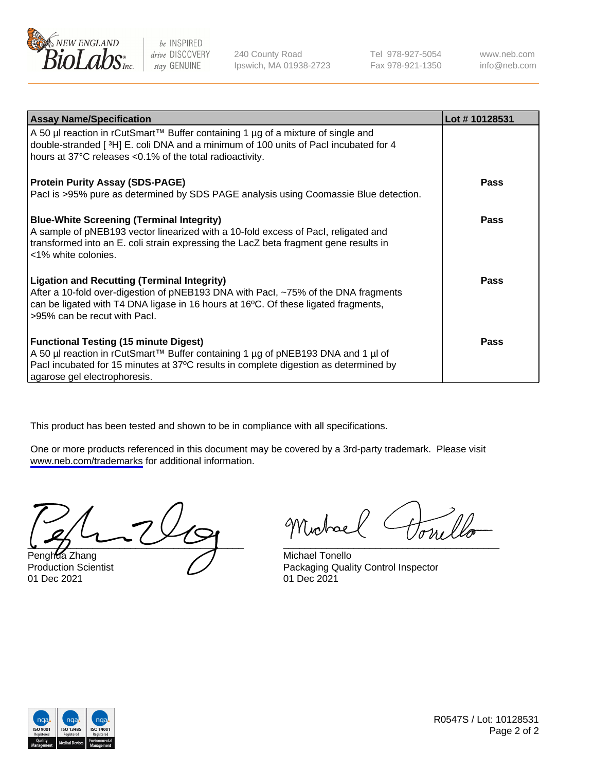| Assay Name/Specification | Lot # 10128531 |
| --- | --- |
| A 50 µl reaction in rCutSmart™ Buffer containing 1 µg of a mixture of single and double-stranded [ $^3$H] E. coli DNA and a minimum of 100 units of PacI incubated for 4 hours at 37°C releases <0.1% of the total radioactivity. | |
| **Protein Purity Assay (SDS-PAGE)**<br>PacI is >95% pure as determined by SDS PAGE analysis using Coomassie Blue detection. | **Pass** |
| **Blue-White Screening (Terminal Integrity)**<br>A sample of pNEB193 vector linearized with a 10-fold excess of PacI, religated and transformed into an E. coli strain expressing the LacZ beta fragment gene results in <1% white colonies. | **Pass** |
| **Ligation and Recutting (Terminal Integrity)**<br>After a 10-fold over-digestion of pNEB193 DNA with PacI, ~75% of the DNA fragments can be ligated with T4 DNA ligase in 16 hours at 16ºC. Of these ligated fragments, >95% can be recut with PacI. | **Pass** |
| **Functional Testing (15 minute Digest)**<br>A 50 µl reaction in rCutSmart™ Buffer containing 1 µg of pNEB193 DNA and 1 µl of PacI incubated for 15 minutes at 37ºC results in complete digestion as determined by agarose gel electrophoresis. | **Pass** |

This product has been tested and shown to be in compliance with all specifications.

One or more products referenced in this document may be covered by a 3rd-party trademark. Please visit www.neb.com/trademarks for additional information.

Penghua Zhang
Production Scientist
01 Dec 2021

Michael Tonello
Packaging Quality Control Inspector
01 Dec 2021

R0547S / Lot: 10128531